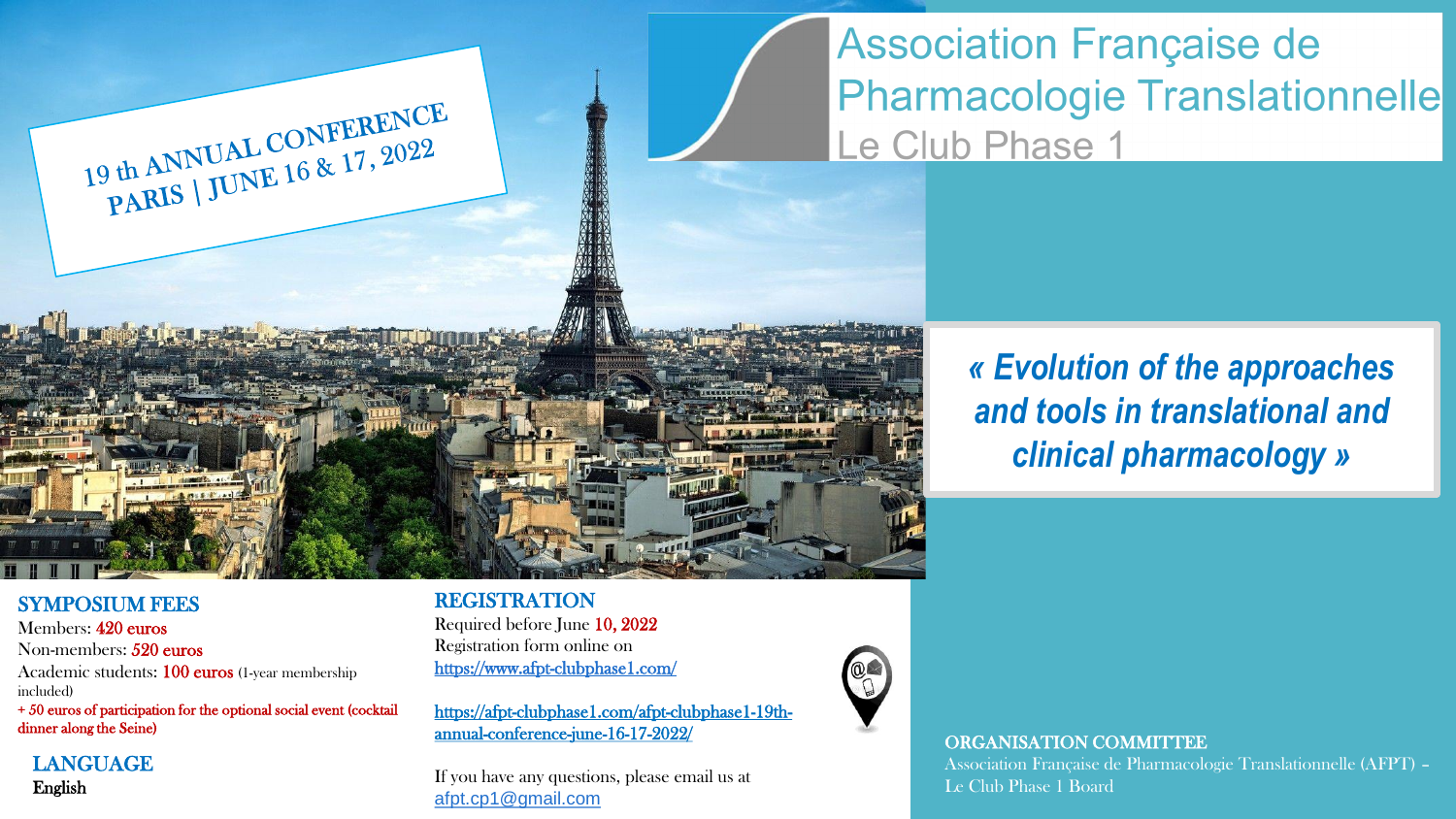# Association Française de Pharmacologie Translationnelle

Le Club Phase 1

## 19 th ANNUAL CONFERENCE

PARIS | JUNE 16 & 17, 2022

***« Evolution of the approaches and tools in translational and clinical pharmacology »***

## SYMPOSIUM FEES

Members: 420 euros

Non-members: 520 euros

Academic students: 100 euros (1-year membership included)

+ 50 euros of participation for the optional social event (cocktail dinner along the Seine)

## LANGUAGE

English

## REGISTRATION

Required before June 10, 2022

Registration form online on

https://www.afpt-clubphase1.com/

https://afpt-clubphase1.com/afpt-clubphase1-19th-annual-conference-june-16-17-2022/

If you have any questions, please email us at afpt.cp1@gmail.com

## ORGANISATION COMMITTEE

Association Française de Pharmacologie Translationnelle (AFPT) – Le Club Phase 1 Board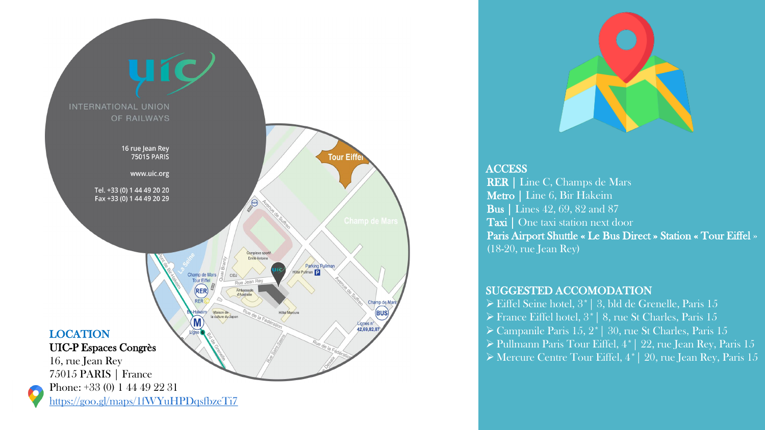## LOCATION

**UIC-P Espaces Congrès**
16, rue Jean Rey
75015 PARIS | France
Phone: +33 (0) 1 44 49 22 31
https://goo.gl/maps/1fWYuHPDqsfbzeTi7

## ACCESS

**RER** | Line C, Champs de Mars
**Metro** | Line 6, Bir Hakeim
**Bus** | Lines 42, 69, 82 and 87
**Taxi** | One taxi station next door
**Paris Airport Shuttle « Le Bus Direct » Station « Tour Eiffel »** (18-20, rue Jean Rey)

## SUGGESTED ACCOMODATION

- Eiffel Seine hotel, 3* | 3, bld de Grenelle, Paris 15
- France Eiffel hotel, 3* | 8, rue St Charles, Paris 15
- Campanile Paris 15, 2* | 30, rue St Charles, Paris 15
- Pullmann Paris Tour Eiffel, 4* | 22, rue Jean Rey, Paris 15
- Mercure Centre Tour Eiffel, 4* | 20, rue Jean Rey, Paris 15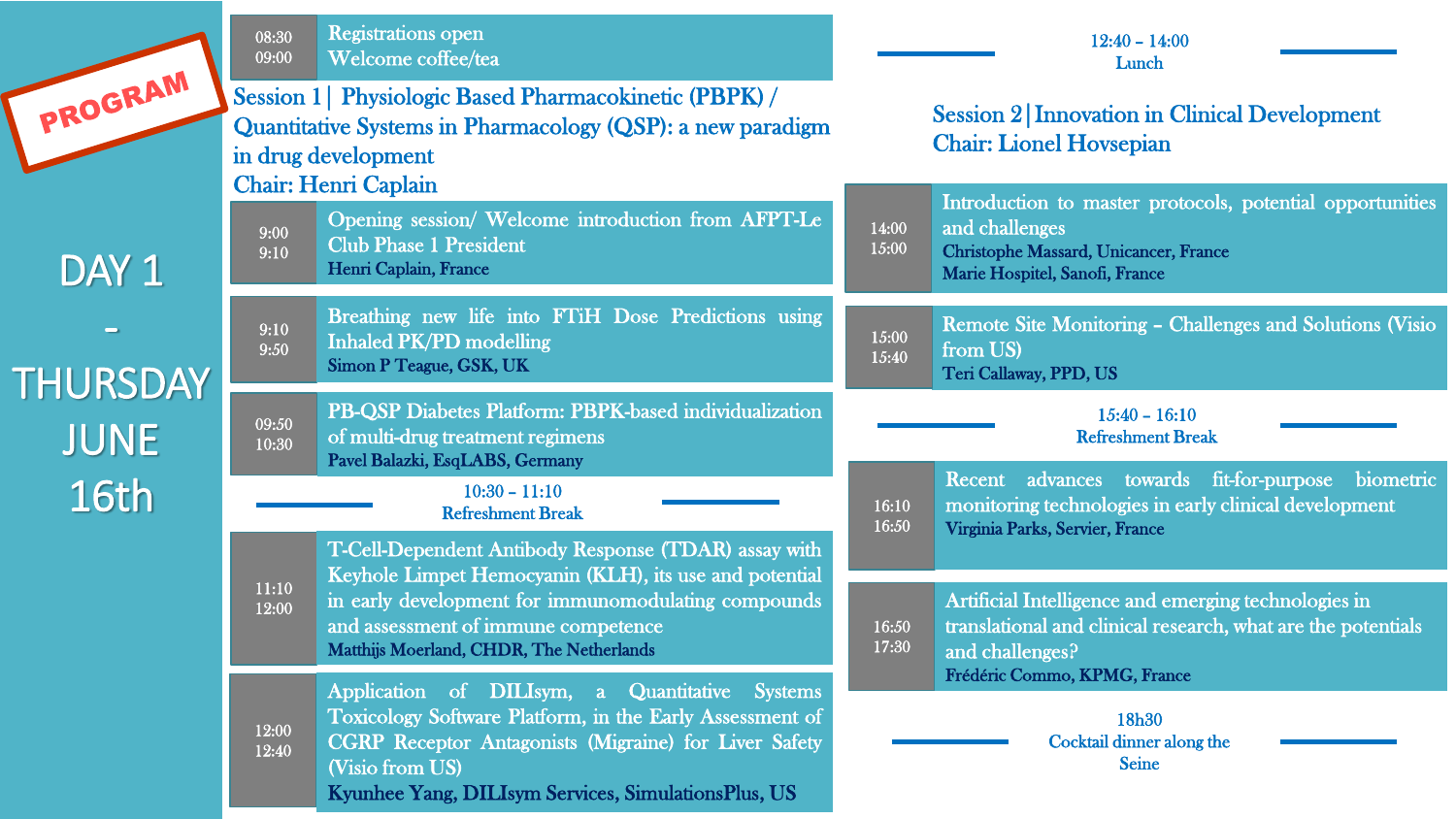# PROGRAM

## DAY 1 - THURSDAY JUNE 16th

| Time | Program |
|---|---|
| 08:30 – 09:00 | Registrations open<br>Welcome coffee/tea |

### Session 1 | Physiologic Based Pharmacokinetic (PBPK) / Quantitative Systems in Pharmacology (QSP): a new paradigm in drug development

**Chair: Henri Caplain**

| Time | Program |
|---|---|
| 9:00 – 9:10 | Opening session/ Welcome introduction from AFPT-Le Club Phase 1 President<br>Henri Caplain, France |
| 9:10 – 9:50 | Breathing new life into FTiH Dose Predictions using Inhaled PK/PD modelling<br>Simon P Teague, GSK, UK |
| 09:50 – 10:30 | PB-QSP Diabetes Platform: PBPK-based individualization of multi-drug treatment regimens<br>Pavel Balazki, EsqLABS, Germany |
| 10:30 – 11:10 | Refreshment Break |
| 11:10 – 12:00 | T-Cell-Dependent Antibody Response (TDAR) assay with Keyhole Limpet Hemocyanin (KLH), its use and potential in early development for immunomodulating compounds and assessment of immune competence<br>Matthijs Moerland, CHDR, The Netherlands |
| 12:00 – 12:40 | Application of DILIsym, a Quantitative Systems Toxicology Software Platform, in the Early Assessment of CGRP Receptor Antagonists (Migraine) for Liver Safety (Visio from US)<br>Kyunhee Yang, DILIsym Services, SimulationsPlus, US |
| 12:40 – 14:00 | Lunch |

### Session 2 | Innovation in Clinical Development

**Chair: Lionel Hovsepian**

| Time | Program |
|---|---|
| 14:00 – 15:00 | Introduction to master protocols, potential opportunities and challenges<br>Christophe Massard, Unicancer, France<br>Marie Hospitel, Sanofi, France |
| 15:00 – 15:40 | Remote Site Monitoring – Challenges and Solutions (Visio from US)<br>Teri Callaway, PPD, US |
| 15:40 – 16:10 | Refreshment Break |
| 16:10 – 16:50 | Recent advances towards fit-for-purpose biometric monitoring technologies in early clinical development<br>Virginia Parks, Servier, France |
| 16:50 – 17:30 | Artificial Intelligence and emerging technologies in translational and clinical research, what are the potentials and challenges?<br>Frédéric Commo, KPMG, France |
| 18h30 | Cocktail dinner along the Seine |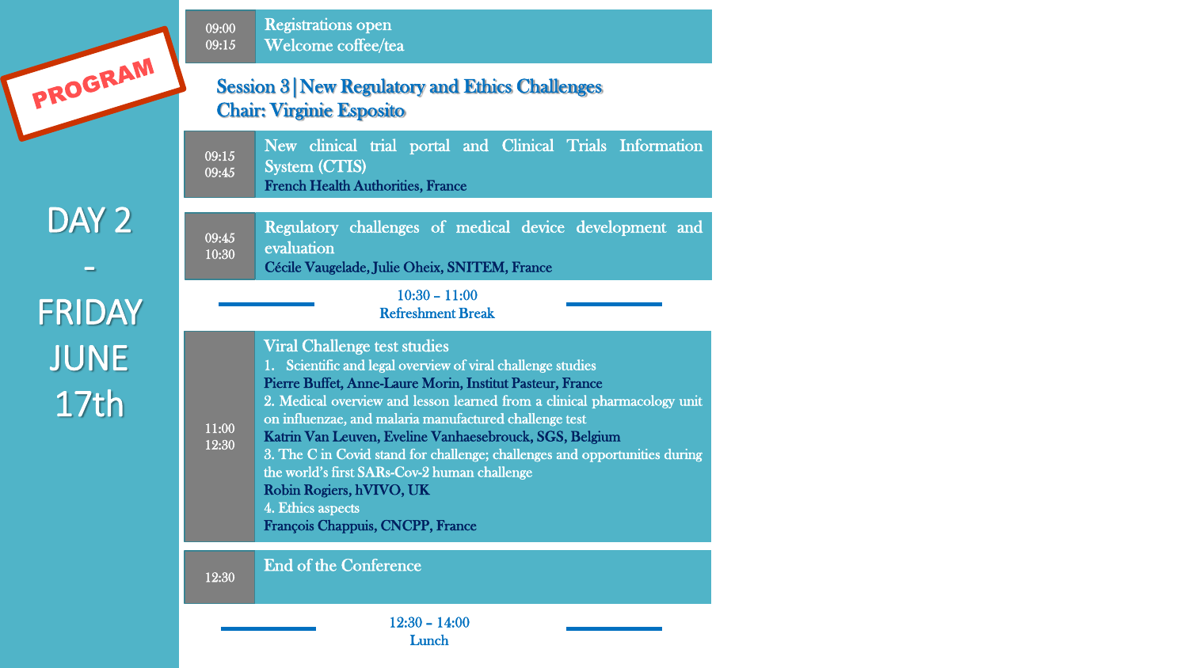# PROGRAM

## DAY 2 - FRIDAY JUNE 17th

| Time | Program |
|---|---|
| 09:00<br>09:15 | Registrations open<br>Welcome coffee/tea |

### Session 3 | New Regulatory and Ethics Challenges
### Chair: Virginie Esposito

| Time | Program |
|---|---|
| 09:15<br>09:45 | New clinical trial portal and Clinical Trials Information System (CTIS)<br>**French Health Authorities, France** |
| 09:45<br>10:30 | Regulatory challenges of medical device development and evaluation<br>**Cécile Vaugelade, Julie Oheix, SNITEM, France** |
| 10:30 – 11:00 | Refreshment Break |
| 11:00<br>12:30 | Viral Challenge test studies<br>1. Scientific and legal overview of viral challenge studies<br>**Pierre Buffet, Anne-Laure Morin, Institut Pasteur, France**<br>2. Medical overview and lesson learned from a clinical pharmacology unit on influenzae, and malaria manufactured challenge test<br>**Katrin Van Leuven, Eveline Vanhaesebrouck, SGS, Belgium**<br>3. The C in Covid stand for challenge; challenges and opportunities during the world's first SARs-Cov-2 human challenge<br>**Robin Rogiers, hVIVO, UK**<br>4. Ethics aspects<br>**François Chappuis, CNCPP, France** |
| 12:30 | End of the Conference |
| 12:30 – 14:00 | Lunch |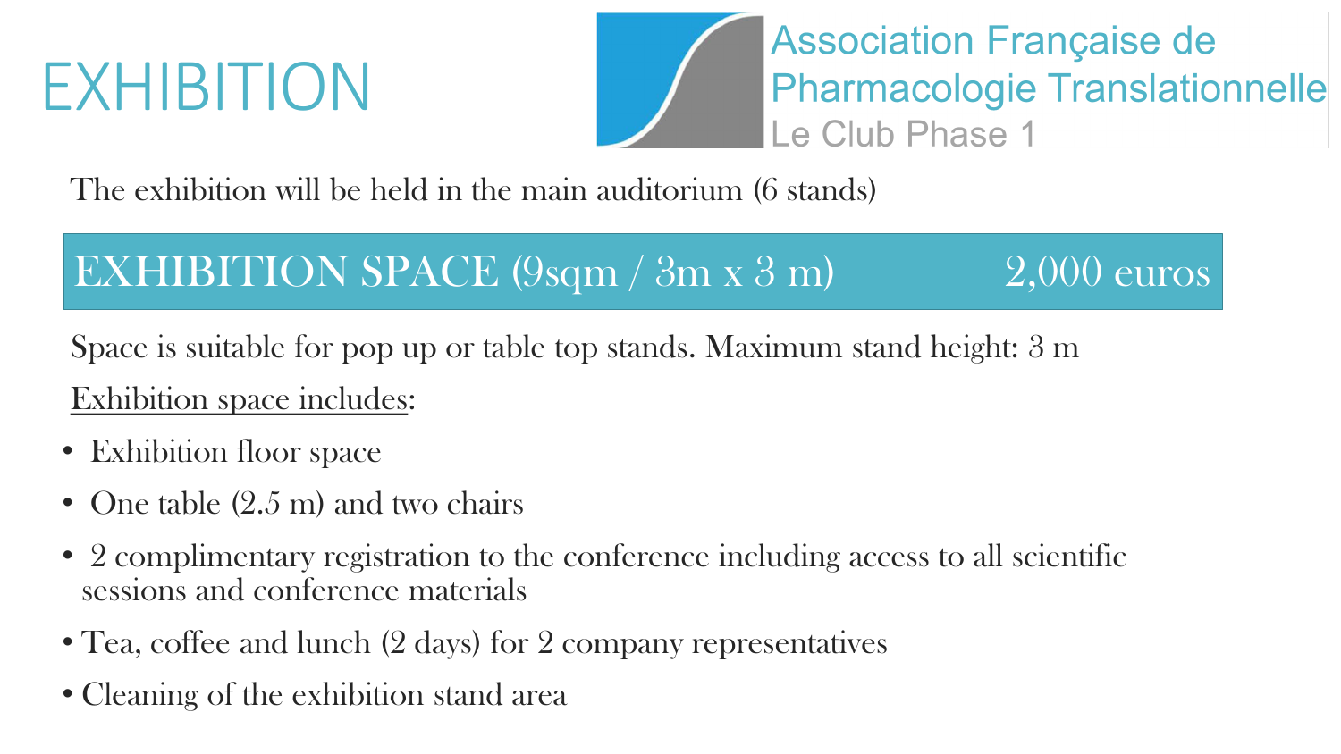# EXHIBITION

Association Française de Pharmacologie Translationnelle
Le Club Phase 1

The exhibition will be held in the main auditorium (6 stands)

## EXHIBITION SPACE (9sqm / 3m x 3 m) 2,000 euros

Space is suitable for pop up or table top stands. Maximum stand height: 3 m

Exhibition space includes:

- Exhibition floor space
- One table (2.5 m) and two chairs
- 2 complimentary registration to the conference including access to all scientific sessions and conference materials
- Tea, coffee and lunch (2 days) for 2 company representatives
- Cleaning of the exhibition stand area